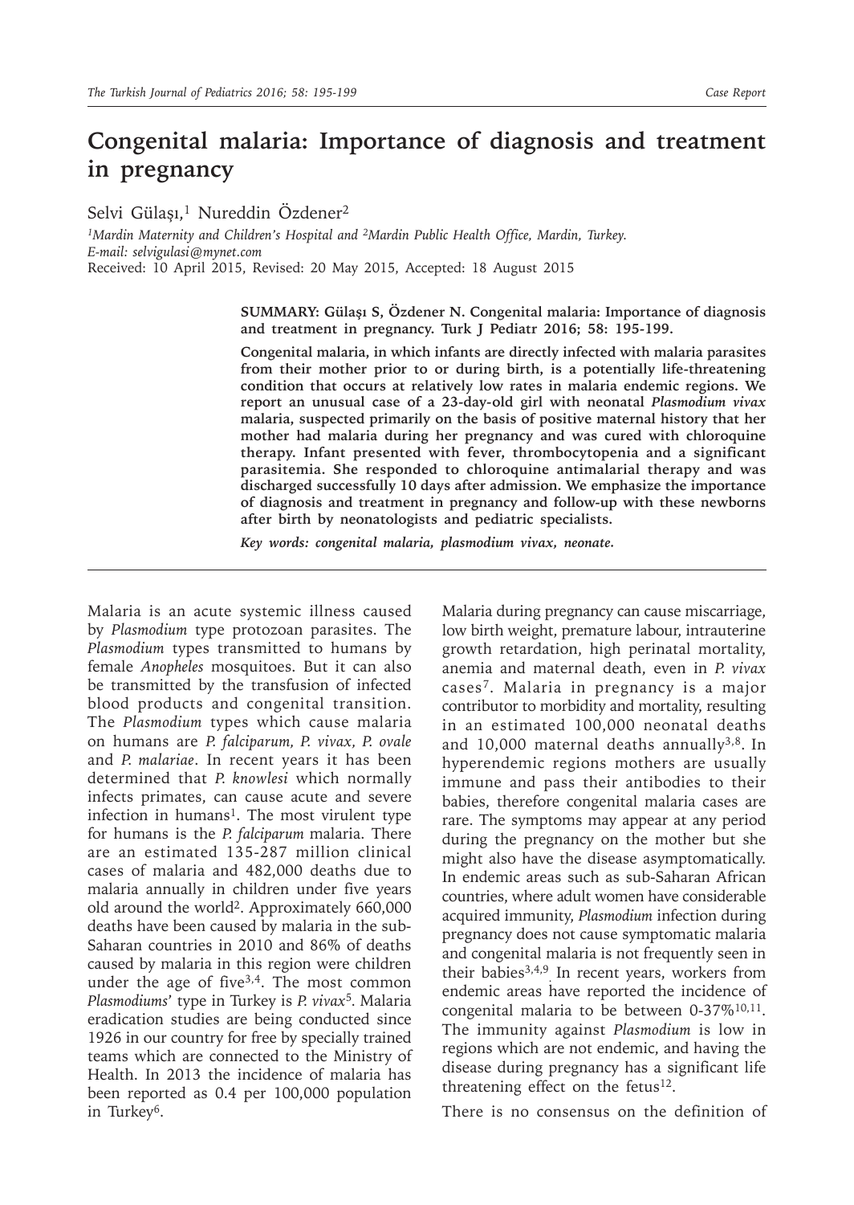# Congenital malaria: Importance of diagnosis and treatment in pregnancy

Selvi Gülaşı,[1] Nureddin Özdener[2]

[1]Mardin Maternity and Children's Hospital and [2]Mardin Public Health Office, Mardin, Turkey.
E-mail: selvigulasi@mynet.com

Received: 10 April 2015, Revised: 20 May 2015, Accepted: 18 August 2015

**SUMMARY: Gülaşı S, Özdener N. Congenital malaria: Importance of diagnosis and treatment in pregnancy. Turk J Pediatr 2016; 58: 195-199.**

**Congenital malaria, in which infants are directly infected with malaria parasites from their mother prior to or during birth, is a potentially life-threatening condition that occurs at relatively low rates in malaria endemic regions. We report an unusual case of a 23-day-old girl with neonatal *Plasmodium vivax* malaria, suspected primarily on the basis of positive maternal history that her mother had malaria during her pregnancy and was cured with chloroquine therapy. Infant presented with fever, thrombocytopenia and a significant parasitemia. She responded to chloroquine antimalarial therapy and was discharged successfully 10 days after admission. We emphasize the importance of diagnosis and treatment in pregnancy and follow-up with these newborns after birth by neonatologists and pediatric specialists.**

***Key words: congenital malaria, plasmodium vivax, neonate.***

Malaria is an acute systemic illness caused by *Plasmodium* type protozoan parasites. The *Plasmodium* types transmitted to humans by female *Anopheles* mosquitoes. But it can also be transmitted by the transfusion of infected blood products and congenital transition. The *Plasmodium* types which cause malaria on humans are *P. falciparum, P. vivax, P. ovale* and *P. malariae*. In recent years it has been determined that *P. knowlesi* which normally infects primates, can cause acute and severe infection in humans[1]. The most virulent type for humans is the *P. falciparum* malaria. There are an estimated 135-287 million clinical cases of malaria and 482,000 deaths due to malaria annually in children under five years old around the world[2]. Approximately 660,000 deaths have been caused by malaria in the sub-Saharan countries in 2010 and 86% of deaths caused by malaria in this region were children under the age of five[3,4]. The most common *Plasmodiums*' type in Turkey is *P. vivax*[5]. Malaria eradication studies are being conducted since 1926 in our country for free by specially trained teams which are connected to the Ministry of Health. In 2013 the incidence of malaria has been reported as 0.4 per 100,000 population in Turkey[6].

Malaria during pregnancy can cause miscarriage, low birth weight, premature labour, intrauterine growth retardation, high perinatal mortality, anemia and maternal death, even in *P. vivax* cases[7]. Malaria in pregnancy is a major contributor to morbidity and mortality, resulting in an estimated 100,000 neonatal deaths and 10,000 maternal deaths annually[3,8]. In hyperendemic regions mothers are usually immune and pass their antibodies to their babies, therefore congenital malaria cases are rare. The symptoms may appear at any period during the pregnancy on the mother but she might also have the disease asymptomatically. In endemic areas such as sub-Saharan African countries, where adult women have considerable acquired immunity, *Plasmodium* infection during pregnancy does not cause symptomatic malaria and congenital malaria is not frequently seen in their babies[3,4,9]. In recent years, workers from endemic areas have reported the incidence of congenital malaria to be between 0-37%[10,11]. The immunity against *Plasmodium* is low in regions which are not endemic, and having the disease during pregnancy has a significant life threatening effect on the fetus[12].

There is no consensus on the definition of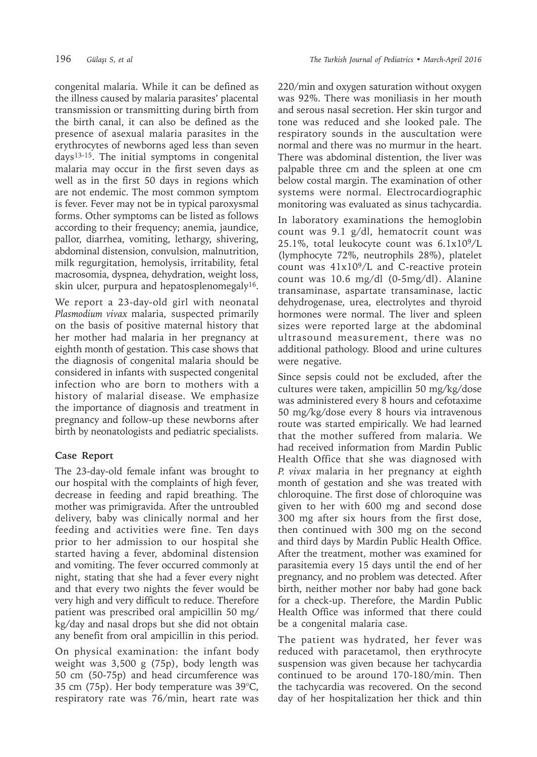congenital malaria. While it can be defined as the illness caused by malaria parasites' placental transmission or transmitting during birth from the birth canal, it can also be defined as the presence of asexual malaria parasites in the erythrocytes of newborns aged less than seven days[13-15]. The initial symptoms in congenital malaria may occur in the first seven days as well as in the first 50 days in regions which are not endemic. The most common symptom is fever. Fever may not be in typical paroxysmal forms. Other symptoms can be listed as follows according to their frequency; anemia, jaundice, pallor, diarrhea, vomiting, lethargy, shivering, abdominal distension, convulsion, malnutrition, milk regurgitation, hemolysis, irritability, fetal macrosomia, dyspnea, dehydration, weight loss, skin ulcer, purpura and hepatosplenomegaly[16].

We report a 23-day-old girl with neonatal *Plasmodium vivax* malaria, suspected primarily on the basis of positive maternal history that her mother had malaria in her pregnancy at eighth month of gestation. This case shows that the diagnosis of congenital malaria should be considered in infants with suspected congenital infection who are born to mothers with a history of malarial disease. We emphasize the importance of diagnosis and treatment in pregnancy and follow-up these newborns after birth by neonatologists and pediatric specialists.

## Case Report

The 23-day-old female infant was brought to our hospital with the complaints of high fever, decrease in feeding and rapid breathing. The mother was primigravida. After the untroubled delivery, baby was clinically normal and her feeding and activities were fine. Ten days prior to her admission to our hospital she started having a fever, abdominal distension and vomiting. The fever occurred commonly at night, stating that she had a fever every night and that every two nights the fever would be very high and very difficult to reduce. Therefore patient was prescribed oral ampicillin 50 mg/kg/day and nasal drops but she did not obtain any benefit from oral ampicillin in this period.

On physical examination: the infant body weight was 3,500 g (75p), body length was 50 cm (50-75p) and head circumference was 35 cm (75p). Her body temperature was 39°C, respiratory rate was 76/min, heart rate was 220/min and oxygen saturation without oxygen was 92%. There was moniliasis in her mouth and serous nasal secretion. Her skin turgor and tone was reduced and she looked pale. The respiratory sounds in the auscultation were normal and there was no murmur in the heart. There was abdominal distention, the liver was palpable three cm and the spleen at one cm below costal margin. The examination of other systems were normal. Electrocardiographic monitoring was evaluated as sinus tachycardia.

In laboratory examinations the hemoglobin count was 9.1 g/dl, hematocrit count was 25.1%, total leukocyte count was $6.1 \times 10^9$/L (lymphocyte 72%, neutrophils 28%), platelet count was $41 \times 10^9$/L and C-reactive protein count was 10.6 mg/dl (0-5mg/dl). Alanine transaminase, aspartate transaminase, lactic dehydrogenase, urea, electrolytes and thyroid hormones were normal. The liver and spleen sizes were reported large at the abdominal ultrasound measurement, there was no additional pathology. Blood and urine cultures were negative.

Since sepsis could not be excluded, after the cultures were taken, ampicillin 50 mg/kg/dose was administered every 8 hours and cefotaxime 50 mg/kg/dose every 8 hours via intravenous route was started empirically. We had learned that the mother suffered from malaria. We had received information from Mardin Public Health Office that she was diagnosed with *P. vivax* malaria in her pregnancy at eighth month of gestation and she was treated with chloroquine. The first dose of chloroquine was given to her with 600 mg and second dose 300 mg after six hours from the first dose, then continued with 300 mg on the second and third days by Mardin Public Health Office. After the treatment, mother was examined for parasitemia every 15 days until the end of her pregnancy, and no problem was detected. After birth, neither mother nor baby had gone back for a check-up. Therefore, the Mardin Public Health Office was informed that there could be a congenital malaria case.

The patient was hydrated, her fever was reduced with paracetamol, then erythrocyte suspension was given because her tachycardia continued to be around 170-180/min. Then the tachycardia was recovered. On the second day of her hospitalization her thick and thin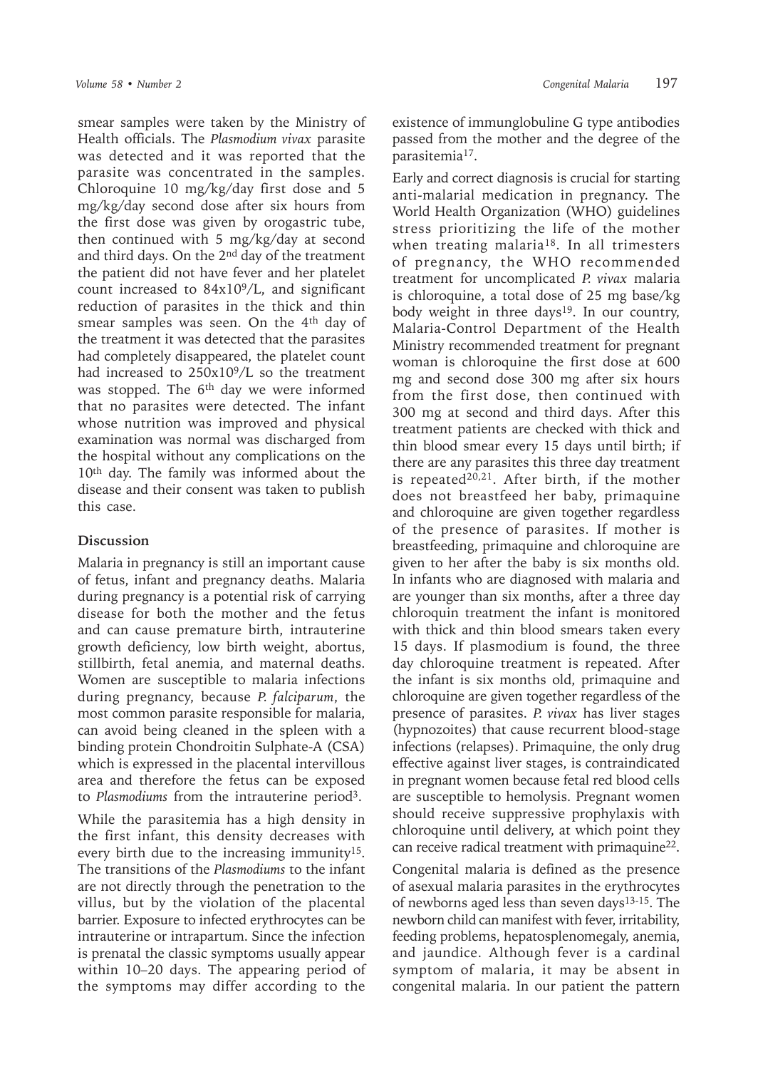smear samples were taken by the Ministry of Health officials. The *Plasmodium vivax* parasite was detected and it was reported that the parasite was concentrated in the samples. Chloroquine 10 mg/kg/day first dose and 5 mg/kg/day second dose after six hours from the first dose was given by orogastric tube, then continued with 5 mg/kg/day at second and third days. On the 2nd day of the treatment the patient did not have fever and her platelet count increased to $84x10^9$/L, and significant reduction of parasites in the thick and thin smear samples was seen. On the 4th day of the treatment it was detected that the parasites had completely disappeared, the platelet count had increased to $250x10^9$/L so the treatment was stopped. The 6th day we were informed that no parasites were detected. The infant whose nutrition was improved and physical examination was normal was discharged from the hospital without any complications on the 10th day. The family was informed about the disease and their consent was taken to publish this case.

## Discussion

Malaria in pregnancy is still an important cause of fetus, infant and pregnancy deaths. Malaria during pregnancy is a potential risk of carrying disease for both the mother and the fetus and can cause premature birth, intrauterine growth deficiency, low birth weight, abortus, stillbirth, fetal anemia, and maternal deaths. Women are susceptible to malaria infections during pregnancy, because *P. falciparum*, the most common parasite responsible for malaria, can avoid being cleaned in the spleen with a binding protein Chondroitin Sulphate-A (CSA) which is expressed in the placental intervillous area and therefore the fetus can be exposed to *Plasmodiums* from the intrauterine period[3].

While the parasitemia has a high density in the first infant, this density decreases with every birth due to the increasing immunity[15]. The transitions of the *Plasmodiums* to the infant are not directly through the penetration to the villus, but by the violation of the placental barrier. Exposure to infected erythrocytes can be intrauterine or intrapartum. Since the infection is prenatal the classic symptoms usually appear within 10–20 days. The appearing period of the symptoms may differ according to the existence of immunglobuline G type antibodies passed from the mother and the degree of the parasitemia[17].

Early and correct diagnosis is crucial for starting anti-malarial medication in pregnancy. The World Health Organization (WHO) guidelines stress prioritizing the life of the mother when treating malaria[18]. In all trimesters of pregnancy, the WHO recommended treatment for uncomplicated *P. vivax* malaria is chloroquine, a total dose of 25 mg base/kg body weight in three days[19]. In our country, Malaria-Control Department of the Health Ministry recommended treatment for pregnant woman is chloroquine the first dose at 600 mg and second dose 300 mg after six hours from the first dose, then continued with 300 mg at second and third days. After this treatment patients are checked with thick and thin blood smear every 15 days until birth; if there are any parasites this three day treatment is repeated[20,21]. After birth, if the mother does not breastfeed her baby, primaquine and chloroquine are given together regardless of the presence of parasites. If mother is breastfeeding, primaquine and chloroquine are given to her after the baby is six months old. In infants who are diagnosed with malaria and are younger than six months, after a three day chloroquin treatment the infant is monitored with thick and thin blood smears taken every 15 days. If plasmodium is found, the three day chloroquine treatment is repeated. After the infant is six months old, primaquine and chloroquine are given together regardless of the presence of parasites. *P. vivax* has liver stages (hypnozoites) that cause recurrent blood-stage infections (relapses). Primaquine, the only drug effective against liver stages, is contraindicated in pregnant women because fetal red blood cells are susceptible to hemolysis. Pregnant women should receive suppressive prophylaxis with chloroquine until delivery, at which point they can receive radical treatment with primaquine[22].

Congenital malaria is defined as the presence of asexual malaria parasites in the erythrocytes of newborns aged less than seven days[13-15]. The newborn child can manifest with fever, irritability, feeding problems, hepatosplenomegaly, anemia, and jaundice. Although fever is a cardinal symptom of malaria, it may be absent in congenital malaria. In our patient the pattern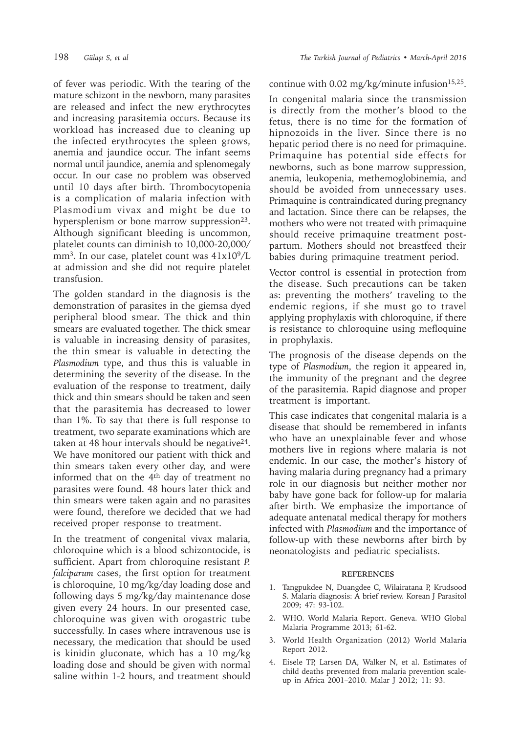of fever was periodic. With the tearing of the mature schizont in the newborn, many parasites are released and infect the new erythrocytes and increasing parasitemia occurs. Because its workload has increased due to cleaning up the infected erythrocytes the spleen grows, anemia and jaundice occur. The infant seems normal until jaundice, anemia and splenomegaly occur. In our case no problem was observed until 10 days after birth. Thrombocytopenia is a complication of malaria infection with Plasmodium vivax and might be due to hypersplenism or bone marrow suppression[23]. Although significant bleeding is uncommon, platelet counts can diminish to 10,000-20,000/mm$^3$. In our case, platelet count was $41 x 10^9$/L at admission and she did not require platelet transfusion.

The golden standard in the diagnosis is the demonstration of parasites in the giemsa dyed peripheral blood smear. The thick and thin smears are evaluated together. The thick smear is valuable in increasing density of parasites, the thin smear is valuable in detecting the *Plasmodium* type, and thus this is valuable in determining the severity of the disease. In the evaluation of the response to treatment, daily thick and thin smears should be taken and seen that the parasitemia has decreased to lower than 1%. To say that there is full response to treatment, two separate examinations which are taken at 48 hour intervals should be negative[24]. We have monitored our patient with thick and thin smears taken every other day, and were informed that on the 4$^{th}$ day of treatment no parasites were found. 48 hours later thick and thin smears were taken again and no parasites were found, therefore we decided that we had received proper response to treatment.

In the treatment of congenital vivax malaria, chloroquine which is a blood schizontocide, is sufficient. Apart from chloroquine resistant *P. falciparum* cases, the first option for treatment is chloroquine, 10 mg/kg/day loading dose and following days 5 mg/kg/day maintenance dose given every 24 hours. In our presented case, chloroquine was given with orogastric tube successfully. In cases where intravenous use is necessary, the medication that should be used is kinidin gluconate, which has a 10 mg/kg loading dose and should be given with normal saline within 1-2 hours, and treatment should continue with 0.02 mg/kg/minute infusion[15,25].

In congenital malaria since the transmission is directly from the mother's blood to the fetus, there is no time for the formation of hipnozoids in the liver. Since there is no hepatic period there is no need for primaquine. Primaquine has potential side effects for newborns, such as bone marrow suppression, anemia, leukopenia, methemoglobinemia, and should be avoided from unnecessary uses. Primaquine is contraindicated during pregnancy and lactation. Since there can be relapses, the mothers who were not treated with primaquine should receive primaquine treatment post-partum. Mothers should not breastfeed their babies during primaquine treatment period.

Vector control is essential in protection from the disease. Such precautions can be taken as: preventing the mothers' traveling to the endemic regions, if she must go to travel applying prophylaxis with chloroquine, if there is resistance to chloroquine using mefloquine in prophylaxis.

The prognosis of the disease depends on the type of *Plasmodium*, the region it appeared in, the immunity of the pregnant and the degree of the parasitemia. Rapid diagnose and proper treatment is important.

This case indicates that congenital malaria is a disease that should be remembered in infants who have an unexplainable fever and whose mothers live in regions where malaria is not endemic. In our case, the mother's history of having malaria during pregnancy had a primary role in our diagnosis but neither mother nor baby have gone back for follow-up for malaria after birth. We emphasize the importance of adequate antenatal medical therapy for mothers infected with *Plasmodium* and the importance of follow-up with these newborns after birth by neonatologists and pediatric specialists.

## REFERENCES

1. Tangpukdee N, Duangdee C, Wilairatana P, Krudsood S. Malaria diagnosis: A brief review. Korean J Parasitol 2009; 47: 93-102.
2. WHO. World Malaria Report. Geneva. WHO Global Malaria Programme 2013; 61-62.
3. World Health Organization (2012) World Malaria Report 2012.
4. Eisele TP, Larsen DA, Walker N, et al. Estimates of child deaths prevented from malaria prevention scale-up in Africa 2001–2010. Malar J 2012; 11: 93.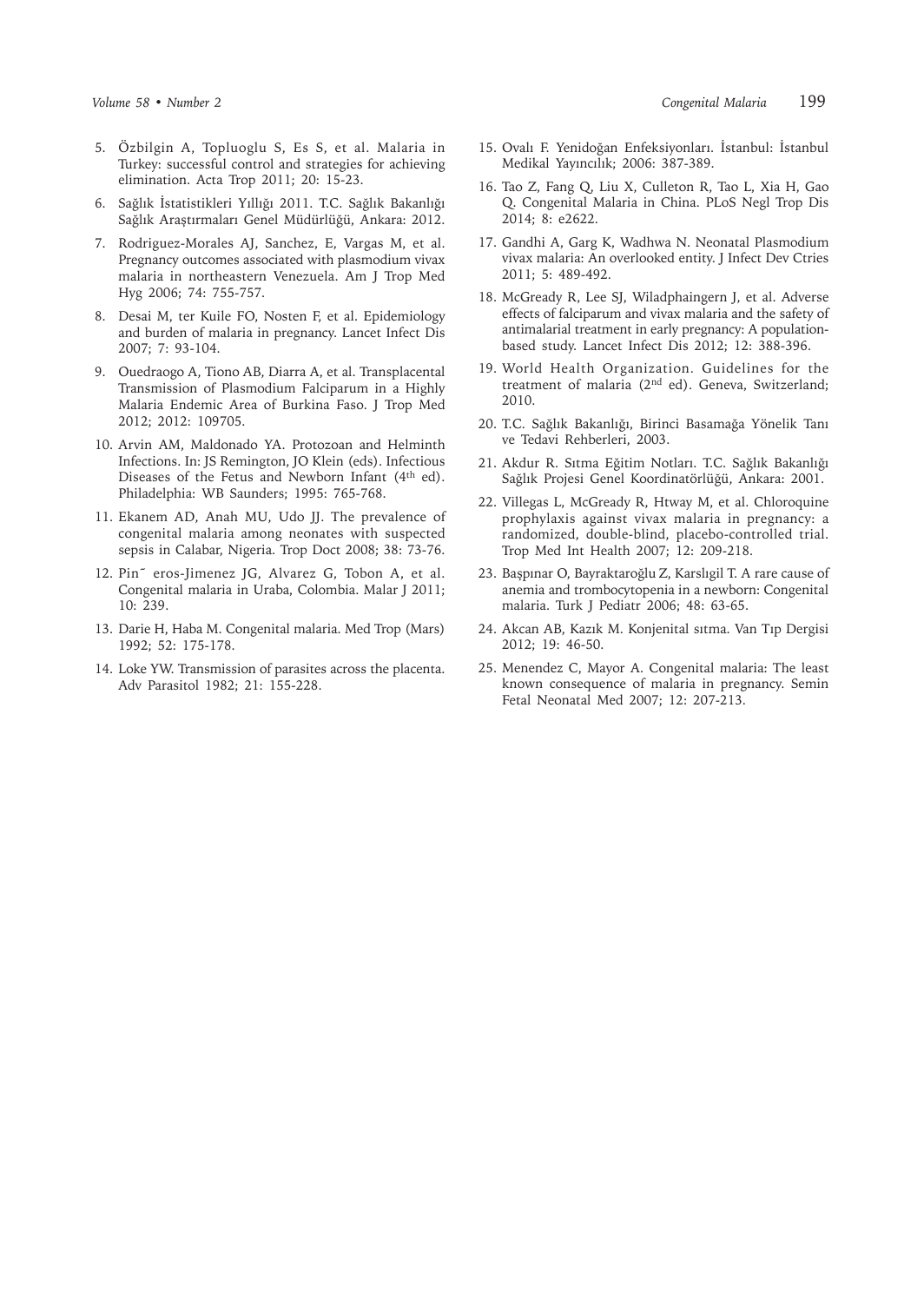5. Özbilgin A, Topluoglu S, Es S, et al. Malaria in Turkey: successful control and strategies for achieving elimination. Acta Trop 2011; 20: 15-23.
6. Sağlık İstatistikleri Yıllığı 2011. T.C. Sağlık Bakanlığı Sağlık Araştırmaları Genel Müdürlüğü, Ankara: 2012.
7. Rodriguez-Morales AJ, Sanchez, E, Vargas M, et al. Pregnancy outcomes associated with plasmodium vivax malaria in northeastern Venezuela. Am J Trop Med Hyg 2006; 74: 755-757.
8. Desai M, ter Kuile FO, Nosten F, et al. Epidemiology and burden of malaria in pregnancy. Lancet Infect Dis 2007; 7: 93-104.
9. Ouedraogo A, Tiono AB, Diarra A, et al. Transplacental Transmission of Plasmodium Falciparum in a Highly Malaria Endemic Area of Burkina Faso. J Trop Med 2012; 2012: 109705.
10. Arvin AM, Maldonado YA. Protozoan and Helminth Infections. In: JS Remington, JO Klein (eds). Infectious Diseases of the Fetus and Newborn Infant (4th ed). Philadelphia: WB Saunders; 1995: 765-768.
11. Ekanem AD, Anah MU, Udo JJ. The prevalence of congenital malaria among neonates with suspected sepsis in Calabar, Nigeria. Trop Doct 2008; 38: 73-76.
12. Pin˜ eros-Jimenez JG, Alvarez G, Tobon A, et al. Congenital malaria in Uraba, Colombia. Malar J 2011; 10: 239.
13. Darie H, Haba M. Congenital malaria. Med Trop (Mars) 1992; 52: 175-178.
14. Loke YW. Transmission of parasites across the placenta. Adv Parasitol 1982; 21: 155-228.
15. Ovalı F. Yenidoğan Enfeksiyonları. İstanbul: İstanbul Medikal Yayıncılık; 2006: 387-389.
16. Tao Z, Fang Q, Liu X, Culleton R, Tao L, Xia H, Gao Q. Congenital Malaria in China. PLoS Negl Trop Dis 2014; 8: e2622.
17. Gandhi A, Garg K, Wadhwa N. Neonatal Plasmodium vivax malaria: An overlooked entity. J Infect Dev Ctries 2011; 5: 489-492.
18. McGready R, Lee SJ, Wiladphaingern J, et al. Adverse effects of falciparum and vivax malaria and the safety of antimalarial treatment in early pregnancy: A population-based study. Lancet Infect Dis 2012; 12: 388-396.
19. World Health Organization. Guidelines for the treatment of malaria (2nd ed). Geneva, Switzerland; 2010.
20. T.C. Sağlık Bakanlığı, Birinci Basamağa Yönelik Tanı ve Tedavi Rehberleri, 2003.
21. Akdur R. Sıtma Eğitim Notları. T.C. Sağlık Bakanlığı Sağlık Projesi Genel Koordinatörlüğü, Ankara: 2001.
22. Villegas L, McGready R, Htway M, et al. Chloroquine prophylaxis against vivax malaria in pregnancy: a randomized, double-blind, placebo-controlled trial. Trop Med Int Health 2007; 12: 209-218.
23. Başpınar O, Bayraktaroğlu Z, Karslıgil T. A rare cause of anemia and trombocytopenia in a newborn: Congenital malaria. Turk J Pediatr 2006; 48: 63-65.
24. Akcan AB, Kazık M. Konjenital sıtma. Van Tıp Dergisi 2012; 19: 46-50.
25. Menendez C, Mayor A. Congenital malaria: The least known consequence of malaria in pregnancy. Semin Fetal Neonatal Med 2007; 12: 207-213.